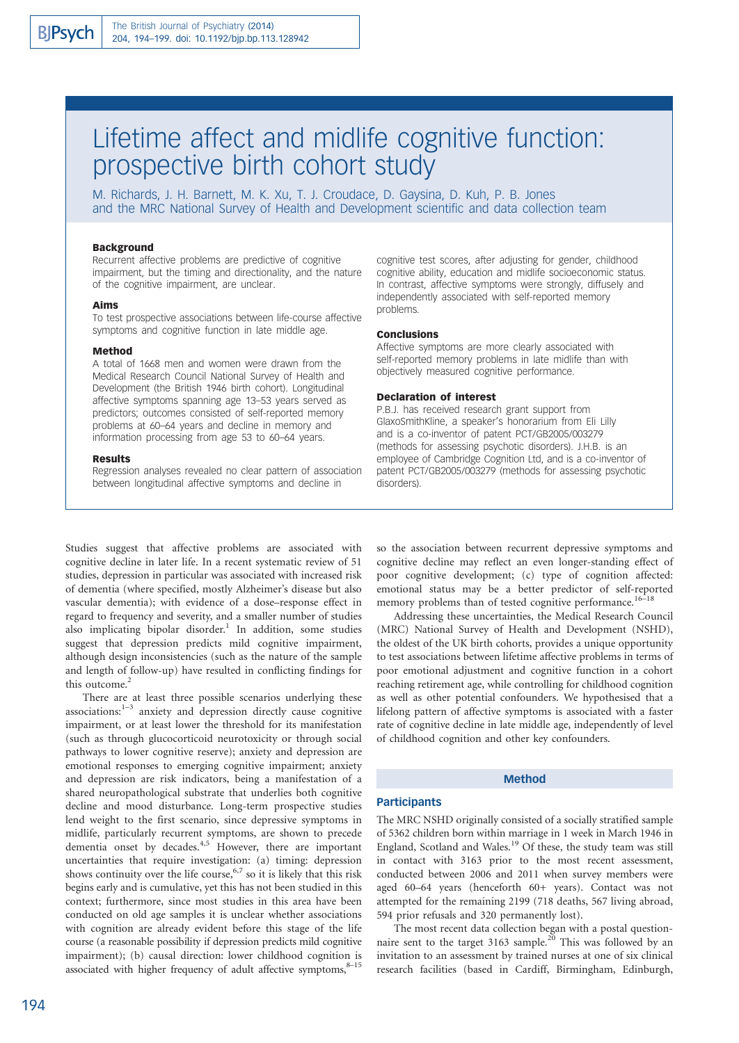# Lifetime affect and midlife cognitive function: prospective birth cohort study

M. Richards, J. H. Barnett, M. K. Xu, T. J. Croudace, D. Gaysina, D. Kuh, P. B. Jones and the MRC National Survey of Health and Development scientific and data collection team

### Background

Recurrent affective problems are predictive of cognitive impairment, but the timing and directionality, and the nature of the cognitive impairment, are unclear.

### Aims

To test prospective associations between life-course affective symptoms and cognitive function in late middle age.

### Method

A total of 1668 men and women were drawn from the Medical Research Council National Survey of Health and Development (the British 1946 birth cohort). Longitudinal affective symptoms spanning age 13–53 years served as predictors; outcomes consisted of self-reported memory problems at 60–64 years and decline in memory and information processing from age 53 to 60–64 years.

### Results

Regression analyses revealed no clear pattern of association between longitudinal affective symptoms and decline in cognitive test scores, after adjusting for gender, childhood cognitive ability, education and midlife socioeconomic status. In contrast, affective symptoms were strongly, diffusely and independently associated with self-reported memory problems.

### Conclusions

Affective symptoms are more clearly associated with self-reported memory problems in late midlife than with objectively measured cognitive performance.

### Declaration of interest

P.B.J. has received research grant support from GlaxoSmithKline, a speaker's honorarium from Eli Lilly and is a co-inventor of patent PCT/GB2005/003279 (methods for assessing psychotic disorders). J.H.B. is an employee of Cambridge Cognition Ltd, and is a co-inventor of patent PCT/GB2005/003279 (methods for assessing psychotic disorders).

Studies suggest that affective problems are associated with cognitive decline in later life. In a recent systematic review of 51 studies, depression in particular was associated with increased risk of dementia (where specified, mostly Alzheimer's disease but also vascular dementia); with evidence of a dose–response effect in regard to frequency and severity, and a smaller number of studies also implicating bipolar disorder.[1] In addition, some studies suggest that depression predicts mild cognitive impairment, although design inconsistencies (such as the nature of the sample and length of follow-up) have resulted in conflicting findings for this outcome.[2]

There are at least three possible scenarios underlying these associations:[1–3] anxiety and depression directly cause cognitive impairment, or at least lower the threshold for its manifestation (such as through glucocorticoid neurotoxicity or through social pathways to lower cognitive reserve); anxiety and depression are emotional responses to emerging cognitive impairment; anxiety and depression are risk indicators, being a manifestation of a shared neuropathological substrate that underlies both cognitive decline and mood disturbance. Long-term prospective studies lend weight to the first scenario, since depressive symptoms in midlife, particularly recurrent symptoms, are shown to precede dementia onset by decades.[4,5] However, there are important uncertainties that require investigation: (a) timing: depression shows continuity over the life course,[6,7] so it is likely that this risk begins early and is cumulative, yet this has not been studied in this context; furthermore, since most studies in this area have been conducted on old age samples it is unclear whether associations with cognition are already evident before this stage of the life course (a reasonable possibility if depression predicts mild cognitive impairment); (b) causal direction: lower childhood cognition is associated with higher frequency of adult affective symptoms,[8–15] so the association between recurrent depressive symptoms and cognitive decline may reflect an even longer-standing effect of poor cognitive development; (c) type of cognition affected: emotional status may be a better predictor of self-reported memory problems than of tested cognitive performance.[16–18]

Addressing these uncertainties, the Medical Research Council (MRC) National Survey of Health and Development (NSHD), the oldest of the UK birth cohorts, provides a unique opportunity to test associations between lifetime affective problems in terms of poor emotional adjustment and cognitive function in a cohort reaching retirement age, while controlling for childhood cognition as well as other potential confounders. We hypothesised that a lifelong pattern of affective symptoms is associated with a faster rate of cognitive decline in late middle age, independently of level of childhood cognition and other key confounders.

## Method

### Participants

The MRC NSHD originally consisted of a socially stratified sample of 5362 children born within marriage in 1 week in March 1946 in England, Scotland and Wales.[19] Of these, the study team was still in contact with 3163 prior to the most recent assessment, conducted between 2006 and 2011 when survey members were aged 60–64 years (henceforth 60+ years). Contact was not attempted for the remaining 2199 (718 deaths, 567 living abroad, 594 prior refusals and 320 permanently lost).

The most recent data collection began with a postal questionnaire sent to the target 3163 sample.[20] This was followed by an invitation to an assessment by trained nurses at one of six clinical research facilities (based in Cardiff, Birmingham, Edinburgh,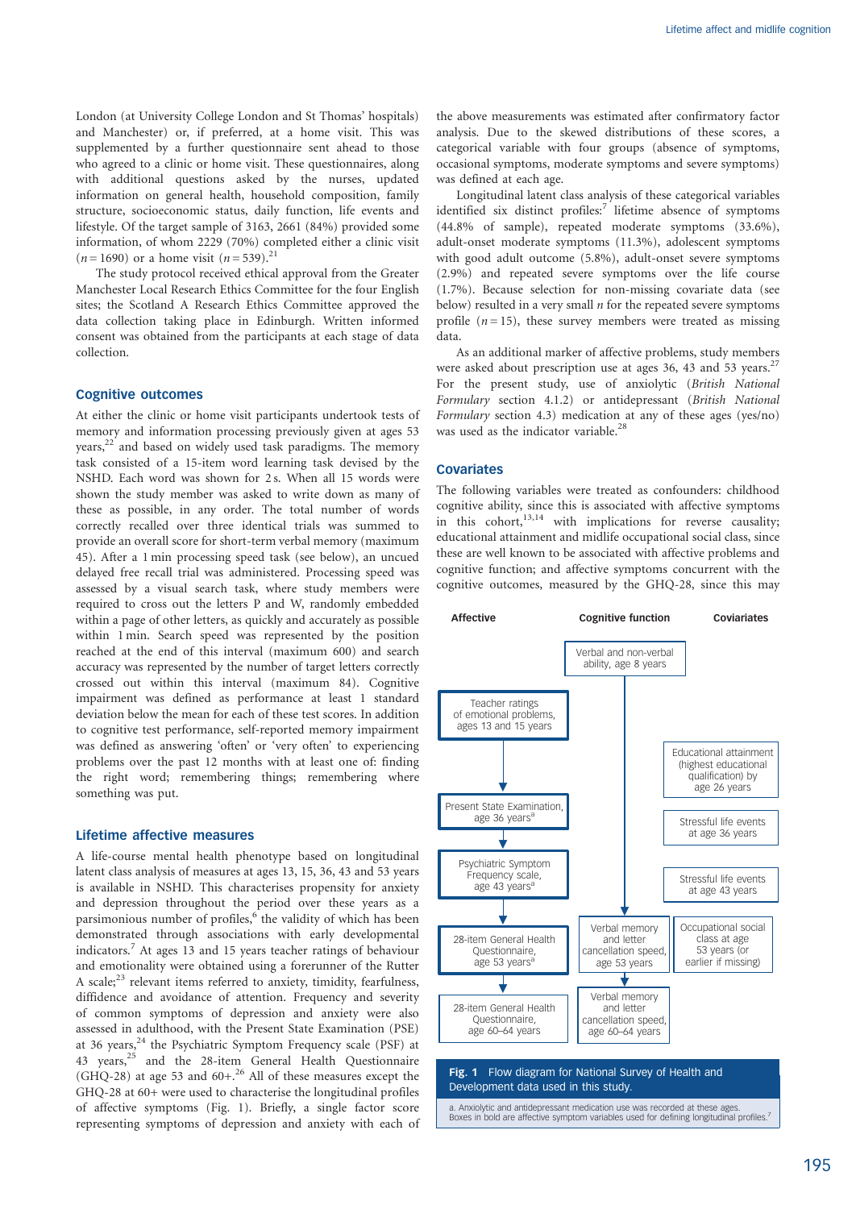London (at University College London and St Thomas' hospitals) and Manchester) or, if preferred, at a home visit. This was supplemented by a further questionnaire sent ahead to those who agreed to a clinic or home visit. These questionnaires, along with additional questions asked by the nurses, updated information on general health, household composition, family structure, socioeconomic status, daily function, life events and lifestyle. Of the target sample of 3163, 2661 (84%) provided some information, of whom 2229 (70%) completed either a clinic visit ($n = 1690$) or a home visit ($n = 539$).[21]

The study protocol received ethical approval from the Greater Manchester Local Research Ethics Committee for the four English sites; the Scotland A Research Ethics Committee approved the data collection taking place in Edinburgh. Written informed consent was obtained from the participants at each stage of data collection.

## Cognitive outcomes

At either the clinic or home visit participants undertook tests of memory and information processing previously given at ages 53 years,[22] and based on widely used task paradigms. The memory task consisted of a 15-item word learning task devised by the NSHD. Each word was shown for 2 s. When all 15 words were shown the study member was asked to write down as many of these as possible, in any order. The total number of words correctly recalled over three identical trials was summed to provide an overall score for short-term verbal memory (maximum 45). After a 1 min processing speed task (see below), an uncued delayed free recall trial was administered. Processing speed was assessed by a visual search task, where study members were required to cross out the letters P and W, randomly embedded within a page of other letters, as quickly and accurately as possible within 1 min. Search speed was represented by the position reached at the end of this interval (maximum 600) and search accuracy was represented by the number of target letters correctly crossed out within this interval (maximum 84). Cognitive impairment was defined as performance at least 1 standard deviation below the mean for each of these test scores. In addition to cognitive test performance, self-reported memory impairment was defined as answering 'often' or 'very often' to experiencing problems over the past 12 months with at least one of: finding the right word; remembering things; remembering where something was put.

## Lifetime affective measures

A life-course mental health phenotype based on longitudinal latent class analysis of measures at ages 13, 15, 36, 43 and 53 years is available in NSHD. This characterises propensity for anxiety and depression throughout the period over these years as a parsimonious number of profiles,[6] the validity of which has been demonstrated through associations with early developmental indicators.[7] At ages 13 and 15 years teacher ratings of behaviour and emotionality were obtained using a forerunner of the Rutter A scale;[23] relevant items referred to anxiety, timidity, fearfulness, diffidence and avoidance of attention. Frequency and severity of common symptoms of depression and anxiety were also assessed in adulthood, with the Present State Examination (PSE) at 36 years,[24] the Psychiatric Symptom Frequency scale (PSF) at 43 years,[25] and the 28-item General Health Questionnaire (GHQ-28) at age 53 and 60+.[26] All of these measures except the GHQ-28 at 60+ were used to characterise the longitudinal profiles of affective symptoms (Fig. 1). Briefly, a single factor score representing symptoms of depression and anxiety with each of the above measurements was estimated after confirmatory factor analysis. Due to the skewed distributions of these scores, a categorical variable with four groups (absence of symptoms, occasional symptoms, moderate symptoms and severe symptoms) was defined at each age.

Longitudinal latent class analysis of these categorical variables identified six distinct profiles:[7] lifetime absence of symptoms (44.8% of sample), repeated moderate symptoms (33.6%), adult-onset moderate symptoms (11.3%), adolescent symptoms with good adult outcome (5.8%), adult-onset severe symptoms (2.9%) and repeated severe symptoms over the life course (1.7%). Because selection for non-missing covariate data (see below) resulted in a very small $n$ for the repeated severe symptoms profile ($n = 15$), these survey members were treated as missing data.

As an additional marker of affective problems, study members were asked about prescription use at ages 36, 43 and 53 years.[27] For the present study, use of anxiolytic (*British National Formulary* section 4.1.2) or antidepressant (*British National Formulary* section 4.3) medication at any of these ages (yes/no) was used as the indicator variable.[28]

## Covariates

The following variables were treated as confounders: childhood cognitive ability, since this is associated with affective symptoms in this cohort,[13,14] with implications for reverse causality; educational attainment and midlife occupational social class, since these are well known to be associated with affective problems and cognitive function; and affective symptoms concurrent with the cognitive outcomes, measured by the GHQ-28, since this may

| Affective | Cognitive function | Covariates |
|---|---|---|
| | Verbal and non-verbal ability, age 8 years | |
| **Teacher ratings of emotional problems, ages 13 and 15 years** | | |
| | | Educational attainment (highest educational qualification) by age 26 years |
| **Present State Examination, age 36 years[a]** | | Stressful life events at age 36 years |
| **Psychiatric Symptom Frequency scale, age 43 years[a]** | | Stressful life events at age 43 years |
| **28-item General Health Questionnaire, age 53 years[a]** | Verbal memory and letter cancellation speed, age 53 years | Occupational social class at age 53 years (or earlier if missing) |
| 28-item General Health Questionnaire, age 60–64 years | Verbal memory and letter cancellation speed, age 60–64 years | |

**Fig. 1** Flow diagram for National Survey of Health and Development data used in this study.

a. Anxiolytic and antidepressant medication use was recorded at these ages.
Boxes in bold are affective symptom variables used for defining longitudinal profiles.[7]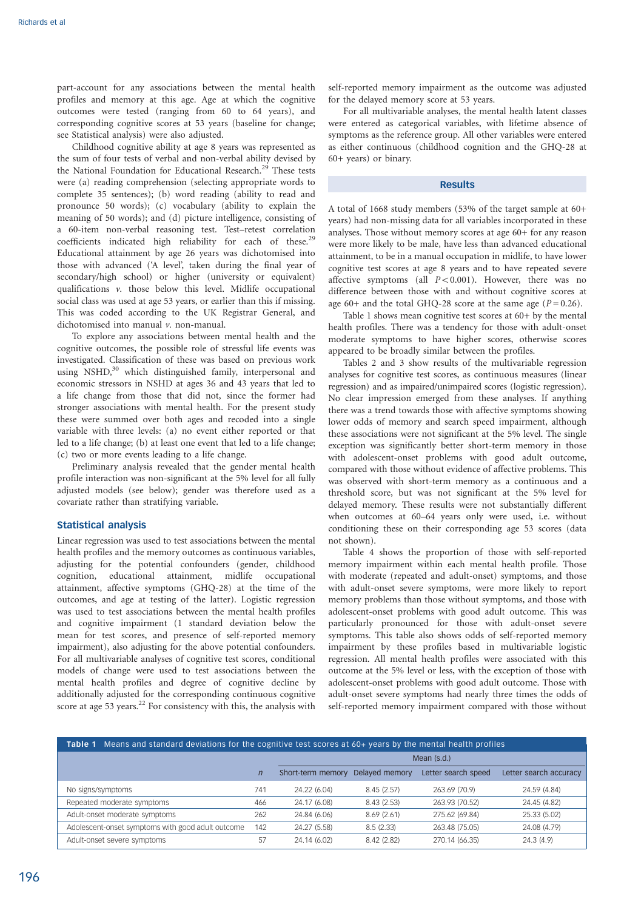part-account for any associations between the mental health profiles and memory at this age. Age at which the cognitive outcomes were tested (ranging from 60 to 64 years), and corresponding cognitive scores at 53 years (baseline for change; see Statistical analysis) were also adjusted.

Childhood cognitive ability at age 8 years was represented as the sum of four tests of verbal and non-verbal ability devised by the National Foundation for Educational Research.[29] These tests were (a) reading comprehension (selecting appropriate words to complete 35 sentences); (b) word reading (ability to read and pronounce 50 words); (c) vocabulary (ability to explain the meaning of 50 words); and (d) picture intelligence, consisting of a 60-item non-verbal reasoning test. Test–retest correlation coefficients indicated high reliability for each of these.[29] Educational attainment by age 26 years was dichotomised into those with advanced ('A level', taken during the final year of secondary/high school) or higher (university or equivalent) qualifications *v.* those below this level. Midlife occupational social class was used at age 53 years, or earlier than this if missing. This was coded according to the UK Registrar General, and dichotomised into manual *v.* non-manual.

To explore any associations between mental health and the cognitive outcomes, the possible role of stressful life events was investigated. Classification of these was based on previous work using NSHD,[30] which distinguished family, interpersonal and economic stressors in NSHD at ages 36 and 43 years that led to a life change from those that did not, since the former had stronger associations with mental health. For the present study these were summed over both ages and recoded into a single variable with three levels: (a) no event either reported or that led to a life change; (b) at least one event that led to a life change; (c) two or more events leading to a life change.

Preliminary analysis revealed that the gender mental health profile interaction was non-significant at the 5% level for all fully adjusted models (see below); gender was therefore used as a covariate rather than stratifying variable.

### Statistical analysis

Linear regression was used to test associations between the mental health profiles and the memory outcomes as continuous variables, adjusting for the potential confounders (gender, childhood cognition, educational attainment, midlife occupational attainment, affective symptoms (GHQ-28) at the time of the outcomes, and age at testing of the latter). Logistic regression was used to test associations between the mental health profiles and cognitive impairment (1 standard deviation below the mean for test scores, and presence of self-reported memory impairment), also adjusting for the above potential confounders. For all multivariable analyses of cognitive test scores, conditional models of change were used to test associations between the mental health profiles and degree of cognitive decline by additionally adjusted for the corresponding continuous cognitive score at age 53 years.[22] For consistency with this, the analysis with self-reported memory impairment as the outcome was adjusted for the delayed memory score at 53 years.

For all multivariable analyses, the mental health latent classes were entered as categorical variables, with lifetime absence of symptoms as the reference group. All other variables were entered as either continuous (childhood cognition and the GHQ-28 at 60+ years) or binary.

## Results

A total of 1668 study members (53% of the target sample at 60+ years) had non-missing data for all variables incorporated in these analyses. Those without memory scores at age 60+ for any reason were more likely to be male, have less than advanced educational attainment, to be in a manual occupation in midlife, to have lower cognitive test scores at age 8 years and to have repeated severe affective symptoms (all $P < 0.001$). However, there was no difference between those with and without cognitive scores at age 60+ and the total GHQ-28 score at the same age ($P = 0.26$).

Table 1 shows mean cognitive test scores at 60+ by the mental health profiles. There was a tendency for those with adult-onset moderate symptoms to have higher scores, otherwise scores appeared to be broadly similar between the profiles.

Tables 2 and 3 show results of the multivariable regression analyses for cognitive test scores, as continuous measures (linear regression) and as impaired/unimpaired scores (logistic regression). No clear impression emerged from these analyses. If anything there was a trend towards those with affective symptoms showing lower odds of memory and search speed impairment, although these associations were not significant at the 5% level. The single exception was significantly better short-term memory in those with adolescent-onset problems with good adult outcome, compared with those without evidence of affective problems. This was observed with short-term memory as a continuous and a threshold score, but was not significant at the 5% level for delayed memory. These results were not substantially different when outcomes at 60–64 years only were used, i.e. without conditioning these on their corresponding age 53 scores (data not shown).

Table 4 shows the proportion of those with self-reported memory impairment within each mental health profile. Those with moderate (repeated and adult-onset) symptoms, and those with adult-onset severe symptoms, were more likely to report memory problems than those without symptoms, and those with adolescent-onset problems with good adult outcome. This was particularly pronounced for those with adult-onset severe symptoms. This table also shows odds of self-reported memory impairment by these profiles based in multivariable logistic regression. All mental health profiles were associated with this outcome at the 5% level or less, with the exception of those with adolescent-onset problems with good adult outcome. Those with adult-onset severe symptoms had nearly three times the odds of self-reported memory impairment compared with those without

**Table 1** Means and standard deviations for the cognitive test scores at 60+ years by the mental health profiles

| | | Mean (s.d.) | | | |
|---|---|---|---|---|---|
| | *n* | Short-term memory | Delayed memory | Letter search speed | Letter search accuracy |
| No signs/symptoms | 741 | 24.22 (6.04) | 8.45 (2.57) | 263.69 (70.9) | 24.59 (4.84) |
| Repeated moderate symptoms | 466 | 24.17 (6.08) | 8.43 (2.53) | 263.93 (70.52) | 24.45 (4.82) |
| Adult-onset moderate symptoms | 262 | 24.84 (6.06) | 8.69 (2.61) | 275.62 (69.84) | 25.33 (5.02) |
| Adolescent-onset symptoms with good adult outcome | 142 | 24.27 (5.58) | 8.5 (2.33) | 263.48 (75.05) | 24.08 (4.79) |
| Adult-onset severe symptoms | 57 | 24.14 (6.02) | 8.42 (2.82) | 270.14 (66.35) | 24.3 (4.9) |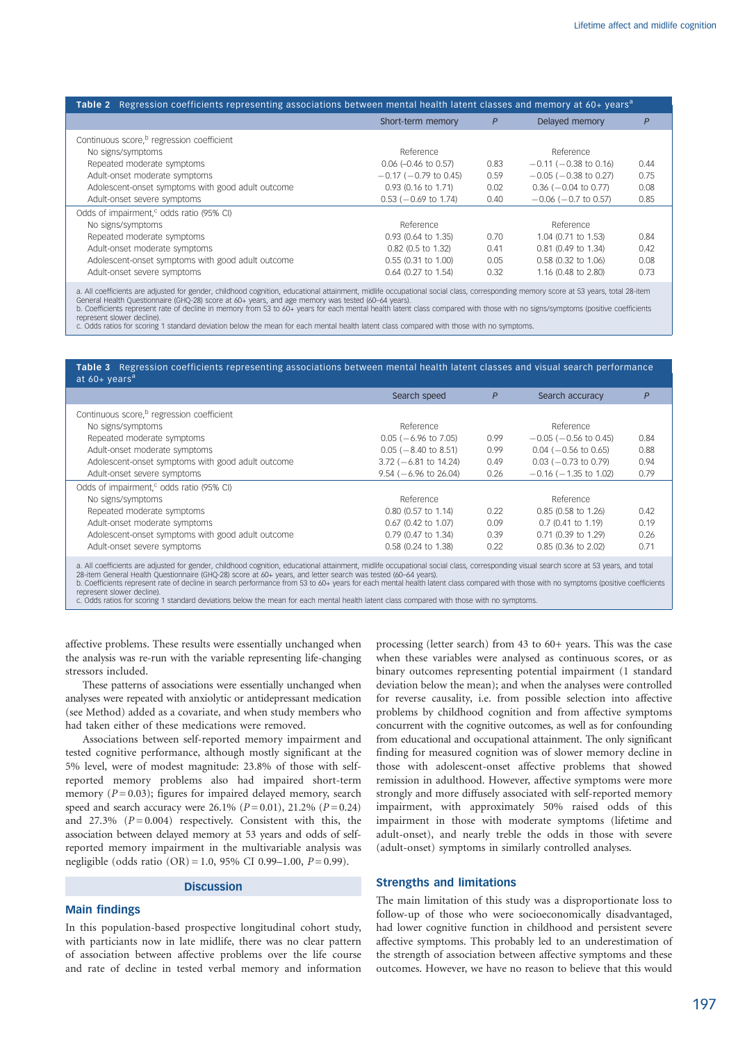**Table 2** Regression coefficients representing associations between mental health latent classes and memory at 60+ years[a]

| | Short-term memory | *P* | Delayed memory | *P* |
|---|---|---|---|---|
| Continuous score,[b] regression coefficient | | | | |
| No signs/symptoms | Reference | | Reference | |
| Repeated moderate symptoms | 0.06 (–0.46 to 0.57) | 0.83 | −0.11 (−0.38 to 0.16) | 0.44 |
| Adult-onset moderate symptoms | −0.17 (−0.79 to 0.45) | 0.59 | −0.05 (−0.38 to 0.27) | 0.75 |
| Adolescent-onset symptoms with good adult outcome | 0.93 (0.16 to 1.71) | 0.02 | 0.36 (−0.04 to 0.77) | 0.08 |
| Adult-onset severe symptoms | 0.53 (−0.69 to 1.74) | 0.40 | −0.06 (−0.7 to 0.57) | 0.85 |
| Odds of impairment,[c] odds ratio (95% CI) | | | | |
| No signs/symptoms | Reference | | Reference | |
| Repeated moderate symptoms | 0.93 (0.64 to 1.35) | 0.70 | 1.04 (0.71 to 1.53) | 0.84 |
| Adult-onset moderate symptoms | 0.82 (0.5 to 1.32) | 0.41 | 0.81 (0.49 to 1.34) | 0.42 |
| Adolescent-onset symptoms with good adult outcome | 0.55 (0.31 to 1.00) | 0.05 | 0.58 (0.32 to 1.06) | 0.08 |
| Adult-onset severe symptoms | 0.64 (0.27 to 1.54) | 0.32 | 1.16 (0.48 to 2.80) | 0.73 |

a. All coefficients are adjusted for gender, childhood cognition, educational attainment, midlife occupational social class, corresponding memory score at 53 years, total 28-item General Health Questionnaire (GHQ-28) score at 60+ years, and age memory was tested (60–64 years).
b. Coefficients represent rate of decline in memory from 53 to 60+ years for each mental health latent class compared with those with no signs/symptoms (positive coefficients represent slower decline).
c. Odds ratios for scoring 1 standard deviation below the mean for each mental health latent class compared with those with no symptoms.

**Table 3** Regression coefficients representing associations between mental health latent classes and visual search performance at 60+ years[a]

| | Search speed | *P* | Search accuracy | *P* |
|---|---|---|---|---|
| Continuous score,[b] regression coefficient | | | | |
| No signs/symptoms | Reference | | Reference | |
| Repeated moderate symptoms | 0.05 (−6.96 to 7.05) | 0.99 | −0.05 (−0.56 to 0.45) | 0.84 |
| Adult-onset moderate symptoms | 0.05 (−8.40 to 8.51) | 0.99 | 0.04 (−0.56 to 0.65) | 0.88 |
| Adolescent-onset symptoms with good adult outcome | 3.72 (−6.81 to 14.24) | 0.49 | 0.03 (−0.73 to 0.79) | 0.94 |
| Adult-onset severe symptoms | 9.54 (−6.96 to 26.04) | 0.26 | −0.16 (−1.35 to 1.02) | 0.79 |
| Odds of impairment,[c] odds ratio (95% CI) | | | | |
| No signs/symptoms | Reference | | Reference | |
| Repeated moderate symptoms | 0.80 (0.57 to 1.14) | 0.22 | 0.85 (0.58 to 1.26) | 0.42 |
| Adult-onset moderate symptoms | 0.67 (0.42 to 1.07) | 0.09 | 0.7 (0.41 to 1.19) | 0.19 |
| Adolescent-onset symptoms with good adult outcome | 0.79 (0.47 to 1.34) | 0.39 | 0.71 (0.39 to 1.29) | 0.26 |
| Adult-onset severe symptoms | 0.58 (0.24 to 1.38) | 0.22 | 0.85 (0.36 to 2.02) | 0.71 |

a. All coefficients are adjusted for gender, childhood cognition, educational attainment, midlife occupational social class, corresponding visual search score at 53 years, and total 28-item General Health Questionnaire (GHQ-28) score at 60+ years, and letter search was tested (60–64 years).
b. Coefficients represent rate of decline in search performance from 53 to 60+ years for each mental health latent class compared with those with no symptoms (positive coefficients represent slower decline).
c. Odds ratios for scoring 1 standard deviations below the mean for each mental health latent class compared with those with no symptoms.

affective problems. These results were essentially unchanged when the analysis was re-run with the variable representing life-changing stressors included.

These patterns of associations were essentially unchanged when analyses were repeated with anxiolytic or antidepressant medication (see Method) added as a covariate, and when study members who had taken either of these medications were removed.

Associations between self-reported memory impairment and tested cognitive performance, although mostly significant at the 5% level, were of modest magnitude: 23.8% of those with self-reported memory problems also had impaired short-term memory ($P = 0.03$); figures for impaired delayed memory, search speed and search accuracy were 26.1% ($P = 0.01$), 21.2% ($P = 0.24$) and 27.3% ($P = 0.004$) respectively. Consistent with this, the association between delayed memory at 53 years and odds of self-reported memory impairment in the multivariable analysis was negligible (odds ratio (OR) = 1.0, 95% CI 0.99–1.00, $P = 0.99$).

## Discussion

### Main findings

In this population-based prospective longitudinal cohort study, with particiants now in late midlife, there was no clear pattern of association between affective problems over the life course and rate of decline in tested verbal memory and information processing (letter search) from 43 to 60+ years. This was the case when these variables were analysed as continuous scores, or as binary outcomes representing potential impairment (1 standard deviation below the mean); and when the analyses were controlled for reverse causality, i.e. from possible selection into affective problems by childhood cognition and from affective symptoms concurrent with the cognitive outcomes, as well as for confounding from educational and occupational attainment. The only significant finding for measured cognition was of slower memory decline in those with adolescent-onset affective problems that showed remission in adulthood. However, affective symptoms were more strongly and more diffusely associated with self-reported memory impairment, with approximately 50% raised odds of this impairment in those with moderate symptoms (lifetime and adult-onset), and nearly treble the odds in those with severe (adult-onset) symptoms in similarly controlled analyses.

### Strengths and limitations

The main limitation of this study was a disproportionate loss to follow-up of those who were socioeconomically disadvantaged, had lower cognitive function in childhood and persistent severe affective symptoms. This probably led to an underestimation of the strength of association between affective symptoms and these outcomes. However, we have no reason to believe that this would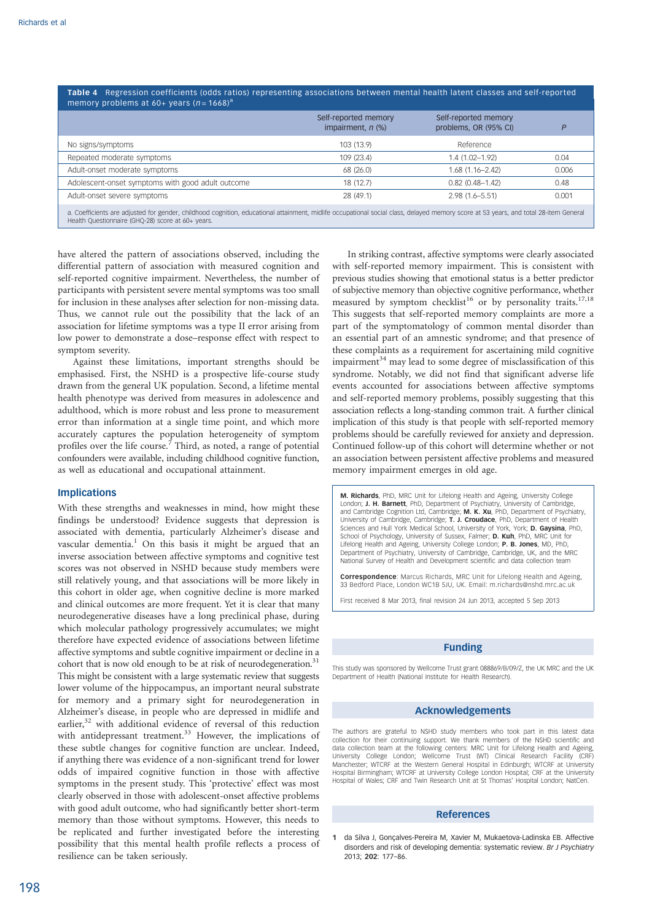**Table 4** Regression coefficients (odds ratios) representing associations between mental health latent classes and self-reported memory problems at 60+ years ($n = 1668$)[a]

| | Self-reported memory impairment, *n* (%) | Self-reported memory problems, OR (95% CI) | *P* |
|---|---|---|---|
| No signs/symptoms | 103 (13.9) | Reference | |
| Repeated moderate symptoms | 109 (23.4) | 1.4 (1.02–1.92) | 0.04 |
| Adult-onset moderate symptoms | 68 (26.0) | 1.68 (1.16–2.42) | 0.006 |
| Adolescent-onset symptoms with good adult outcome | 18 (12.7) | 0.82 (0.48–1.42) | 0.48 |
| Adult-onset severe symptoms | 28 (49.1) | 2.98 (1.6–5.51) | 0.001 |

a. Coefficients are adjusted for gender, childhood cognition, educational attainment, midlife occupational social class, delayed memory score at 53 years, and total 28-item General Health Questionnaire (GHQ-28) score at 60+ years.

have altered the pattern of associations observed, including the differential pattern of association with measured cognition and self-reported cognitive impairment. Nevertheless, the number of participants with persistent severe mental symptoms was too small for inclusion in these analyses after selection for non-missing data. Thus, we cannot rule out the possibility that the lack of an association for lifetime symptoms was a type II error arising from low power to demonstrate a dose–response effect with respect to symptom severity.

Against these limitations, important strengths should be emphasised. First, the NSHD is a prospective life-course study drawn from the general UK population. Second, a lifetime mental health phenotype was derived from measures in adolescence and adulthood, which is more robust and less prone to measurement error than information at a single time point, and which more accurately captures the population heterogeneity of symptom profiles over the life course.[7] Third, as noted, a range of potential confounders were available, including childhood cognitive function, as well as educational and occupational attainment.

## Implications

With these strengths and weaknesses in mind, how might these findings be understood? Evidence suggests that depression is associated with dementia, particularly Alzheimer's disease and vascular dementia.[1] On this basis it might be argued that an inverse association between affective symptoms and cognitive test scores was not observed in NSHD because study members were still relatively young, and that associations will be more likely in this cohort in older age, when cognitive decline is more marked and clinical outcomes are more frequent. Yet it is clear that many neurodegenerative diseases have a long preclinical phase, during which molecular pathology progressively accumulates; we might therefore have expected evidence of associations between lifetime affective symptoms and subtle cognitive impairment or decline in a cohort that is now old enough to be at risk of neurodegeneration.[31] This might be consistent with a large systematic review that suggests lower volume of the hippocampus, an important neural substrate for memory and a primary sight for neurodegeneration in Alzheimer's disease, in people who are depressed in midlife and earlier,[32] with additional evidence of reversal of this reduction with antidepressant treatment.[33] However, the implications of these subtle changes for cognitive function are unclear. Indeed, if anything there was evidence of a non-significant trend for lower odds of impaired cognitive function in those with affective symptoms in the present study. This 'protective' effect was most clearly observed in those with adolescent-onset affective problems with good adult outcome, who had significantly better short-term memory than those without symptoms. However, this needs to be replicated and further investigated before the interesting possibility that this mental health profile reflects a process of resilience can be taken seriously.

In striking contrast, affective symptoms were clearly associated with self-reported memory impairment. This is consistent with previous studies showing that emotional status is a better predictor of subjective memory than objective cognitive performance, whether measured by symptom checklist[16] or by personality traits.[17,18] This suggests that self-reported memory complaints are more a part of the symptomatology of common mental disorder than an essential part of an amnestic syndrome; and that presence of these complaints as a requirement for ascertaining mild cognitive impairment[34] may lead to some degree of misclassification of this syndrome. Notably, we did not find that significant adverse life events accounted for associations between affective symptoms and self-reported memory problems, possibly suggesting that this association reflects a long-standing common trait. A further clinical implication of this study is that people with self-reported memory problems should be carefully reviewed for anxiety and depression. Continued follow-up of this cohort will determine whether or not an association between persistent affective problems and measured memory impairment emerges in old age.

**M. Richards**, PhD, MRC Unit for Lifelong Health and Ageing, University College London; **J. H. Barnett**, PhD, Department of Psychiatry, University of Cambridge, and Cambridge Cognition Ltd, Cambridge; **M. K. Xu**, PhD, Department of Psychiatry, University of Cambridge, Cambridge; **T. J. Croudace**, PhD, Department of Health Sciences and Hull York Medical School, University of York, York; **D. Gaysina**, PhD, School of Psychology, University of Sussex, Falmer; **D. Kuh**, PhD, MRC Unit for Lifelong Health and Ageing, University College London; **P. B. Jones**, MD, PhD, Department of Psychiatry, University of Cambridge, Cambridge, UK, and the MRC National Survey of Health and Development scientific and data collection team

**Correspondence**: Marcus Richards, MRC Unit for Lifelong Health and Ageing, 33 Bedford Place, London WC1B 5JU, UK. Email: m.richards@nshd.mrc.ac.uk

First received 8 Mar 2013, final revision 24 Jun 2013, accepted 5 Sep 2013

## Funding

This study was sponsored by Wellcome Trust grant 088869/B/09/Z, the UK MRC and the UK Department of Health (National Institute for Health Research).

## Acknowledgements

The authors are grateful to NSHD study members who took part in this latest data collection for their continuing support. We thank members of the NSHD scientific and data collection team at the following centers: MRC Unit for Lifelong Health and Ageing, University College London; Wellcome Trust (WT) Clinical Research Facility (CRF) Manchester; WTCRF at the Western General Hospital in Edinburgh; WTCRF at University Hospital Birmingham; WTCRF at University College London Hospital; CRF at the University Hospital of Wales; CRF and Twin Research Unit at St Thomas' Hospital London; NatCen.

## References

1 da Silva J, Gonçalves-Pereira M, Xavier M, Mukaetova-Ladinska EB. Affective disorders and risk of developing dementia: systematic review. *Br J Psychiatry* 2013; **202**: 177–86.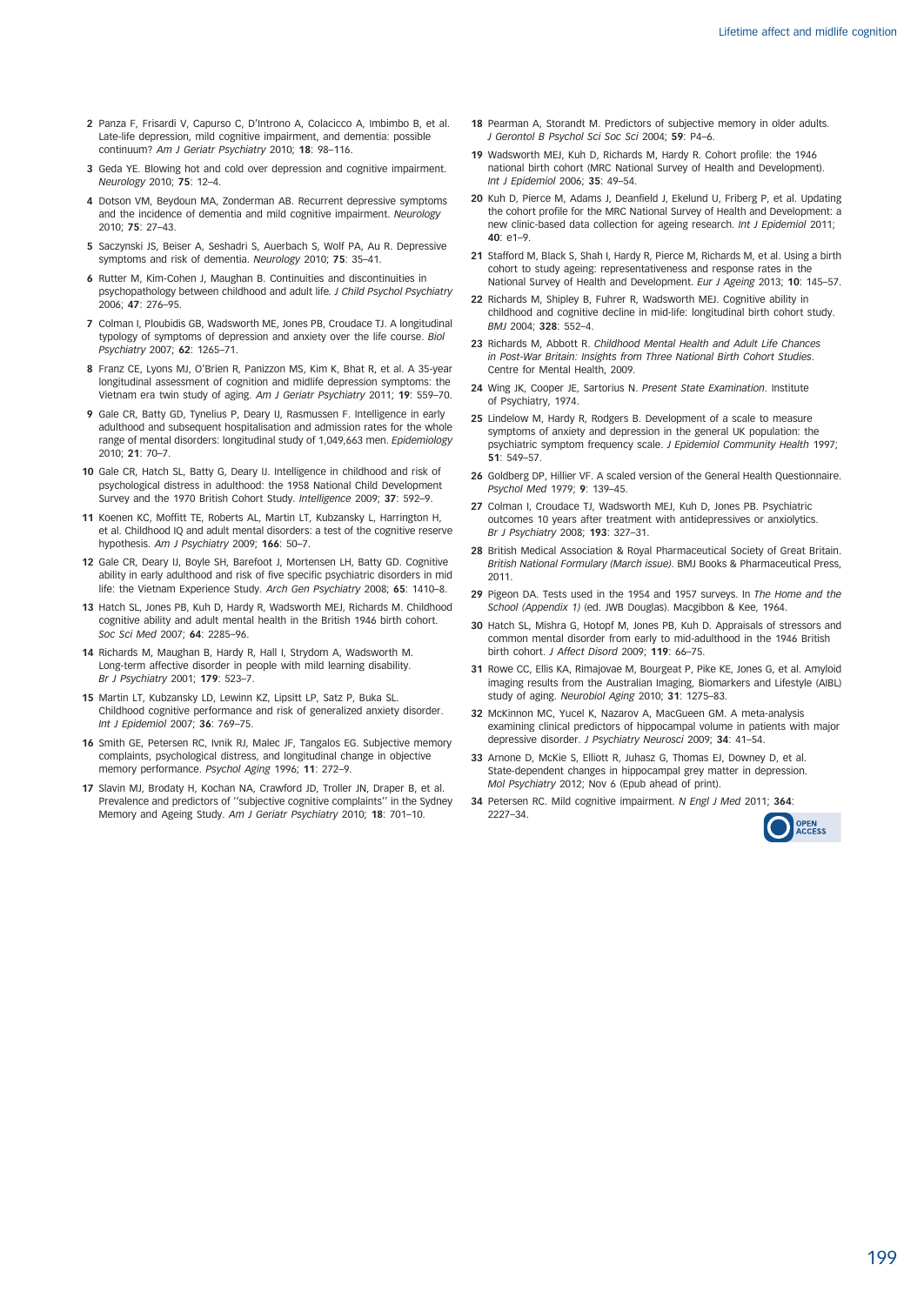2 Panza F, Frisardi V, Capurso C, D'Introno A, Colacicco A, Imbimbo B, et al. Late-life depression, mild cognitive impairment, and dementia: possible continuum? *Am J Geriatr Psychiatry* 2010; **18**: 98–116.

3 Geda YE. Blowing hot and cold over depression and cognitive impairment. *Neurology* 2010; **75**: 12–4.

4 Dotson VM, Beydoun MA, Zonderman AB. Recurrent depressive symptoms and the incidence of dementia and mild cognitive impairment. *Neurology* 2010; **75**: 27–43.

5 Saczynski JS, Beiser A, Seshadri S, Auerbach S, Wolf PA, Au R. Depressive symptoms and risk of dementia. *Neurology* 2010; **75**: 35–41.

6 Rutter M, Kim-Cohen J, Maughan B. Continuities and discontinuities in psychopathology between childhood and adult life. *J Child Psychol Psychiatry* 2006; **47**: 276–95.

7 Colman I, Ploubidis GB, Wadsworth ME, Jones PB, Croudace TJ. A longitudinal typology of symptoms of depression and anxiety over the life course. *Biol Psychiatry* 2007; **62**: 1265–71.

8 Franz CE, Lyons MJ, O'Brien R, Panizzon MS, Kim K, Bhat R, et al. A 35-year longitudinal assessment of cognition and midlife depression symptoms: the Vietnam era twin study of aging. *Am J Geriatr Psychiatry* 2011; **19**: 559–70.

9 Gale CR, Batty GD, Tynelius P, Deary IJ, Rasmussen F. Intelligence in early adulthood and subsequent hospitalisation and admission rates for the whole range of mental disorders: longitudinal study of 1,049,663 men. *Epidemiology* 2010; **21**: 70–7.

10 Gale CR, Hatch SL, Batty GD, Deary IJ. Intelligence in childhood and risk of psychological distress in adulthood: the 1958 National Child Development Survey and the 1970 British Cohort Study. *Intelligence* 2009; **37**: 592–9.

11 Koenen KC, Moffitt TE, Roberts AL, Martin LT, Kubzansky L, Harrington H, et al. Childhood IQ and adult mental disorders: a test of the cognitive reserve hypothesis. *Am J Psychiatry* 2009; **166**: 50–7.

12 Gale CR, Deary IJ, Boyle SH, Barefoot J, Mortensen LH, Batty GD. Cognitive ability in early adulthood and risk of five specific psychiatric disorders in mid life: the Vietnam Experience Study. *Arch Gen Psychiatry* 2008; **65**: 1410–8.

13 Hatch SL, Jones PB, Kuh D, Hardy R, Wadsworth MEJ, Richards M. Childhood cognitive ability and adult mental health in the British 1946 birth cohort. *Soc Sci Med* 2007; **64**: 2285–96.

14 Richards M, Maughan B, Hardy R, Hall I, Strydom A, Wadsworth M. Long-term affective disorder in people with mild learning disability. *Br J Psychiatry* 2001; **179**: 523–7.

15 Martin LT, Kubzansky LD, Lewinn KZ, Lipsitt LP, Satz P, Buka SL. Childhood cognitive performance and risk of generalized anxiety disorder. *Int J Epidemiol* 2007; **36**: 769–75.

16 Smith GE, Petersen RC, Ivnik RJ, Malec JF, Tangalos EG. Subjective memory complaints, psychological distress, and longitudinal change in objective memory performance. *Psychol Aging* 1996; **11**: 272–9.

17 Slavin MJ, Brodaty H, Kochan NA, Crawford JD, Troller JN, Draper B, et al. Prevalence and predictors of ''subjective cognitive complaints'' in the Sydney Memory and Ageing Study. *Am J Geriatr Psychiatry* 2010; **18**: 701–10.

18 Pearman A, Storandt M. Predictors of subjective memory in older adults. *J Gerontol B Psychol Sci Soc Sci* 2004; **59**: P4–6.

19 Wadsworth MEJ, Kuh D, Richards M, Hardy R. Cohort profile: the 1946 national birth cohort (MRC National Survey of Health and Development). *Int J Epidemiol* 2006; **35**: 49–54.

20 Kuh D, Pierce M, Adams J, Deanfield J, Ekelund U, Friberg P, et al. Updating the cohort profile for the MRC National Survey of Health and Development: a new clinic-based data collection for ageing research. *Int J Epidemiol* 2011; **40**: e1–9.

21 Stafford M, Black S, Shah I, Hardy R, Pierce M, Richards M, et al. Using a birth cohort to study ageing: representativeness and response rates in the National Survey of Health and Development. *Eur J Ageing* 2013; **10**: 145–57.

22 Richards M, Shipley B, Fuhrer R, Wadsworth MEJ. Cognitive ability in childhood and cognitive decline in mid-life: longitudinal birth cohort study. *BMJ* 2004; **328**: 552–4.

23 Richards M, Abbott R. *Childhood Mental Health and Adult Life Chances in Post-War Britain: Insights from Three National Birth Cohort Studies*. Centre for Mental Health, 2009.

24 Wing JK, Cooper JE, Sartorius N. *Present State Examination*. Institute of Psychiatry, 1974.

25 Lindelow M, Hardy R, Rodgers B. Development of a scale to measure symptoms of anxiety and depression in the general UK population: the psychiatric symptom frequency scale. *J Epidemiol Community Health* 1997; **51**: 549–57.

26 Goldberg DP, Hillier VF. A scaled version of the General Health Questionnaire. *Psychol Med* 1979; **9**: 139–45.

27 Colman I, Croudace TJ, Wadsworth MEJ, Kuh D, Jones PB. Psychiatric outcomes 10 years after treatment with antidepressives or anxiolytics. *Br J Psychiatry* 2008; **193**: 327–31.

28 British Medical Association & Royal Pharmaceutical Society of Great Britain. *British National Formulary (March issue)*. BMJ Books & Pharmaceutical Press, 2011.

29 Pigeon DA. Tests used in the 1954 and 1957 surveys. In *The Home and the School (Appendix 1)* (ed. JWB Douglas). Macgibbon & Kee, 1964.

30 Hatch SL, Mishra G, Hotopf M, Jones PB, Kuh D. Appraisals of stressors and common mental disorder from early to mid-adulthood in the 1946 British birth cohort. *J Affect Disord* 2009; **119**: 66–75.

31 Rowe CC, Ellis KA, Rimajovae M, Bourgeat P, Pike KE, Jones G, et al. Amyloid imaging results from the Australian Imaging, Biomarkers and Lifestyle (AIBL) study of aging. *Neurobiol Aging* 2010; **31**: 1275–83.

32 McKinnon MC, Yucel K, Nazarov A, MacQueen GM. A meta-analysis examining clinical predictors of hippocampal volume in patients with major depressive disorder. *J Psychiatry Neurosci* 2009; **34**: 41–54.

33 Arnone D, McKie S, Elliott R, Juhasz G, Thomas EJ, Downey D, et al. State-dependent changes in hippocampal grey matter in depression. *Mol Psychiatry* 2012; Nov 6 (Epub ahead of print).

34 Petersen RC. Mild cognitive impairment. *N Engl J Med* 2011; **364**: 2227–34.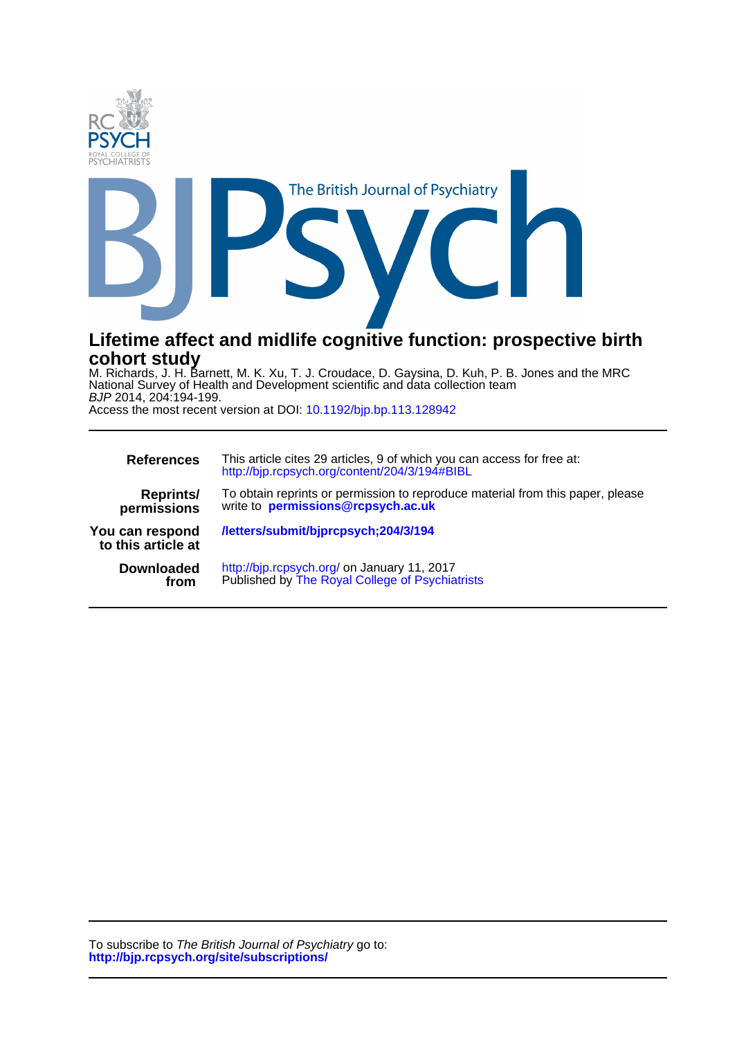# Lifetime affect and midlife cognitive function: prospective birth cohort study

M. Richards, J. H. Barnett, M. K. Xu, T. J. Croudace, D. Gaysina, D. Kuh, P. B. Jones and the MRC National Survey of Health and Development scientific and data collection team
*BJP* 2014, 204:194-199.
Access the most recent version at DOI: 10.1192/bjp.bp.113.128942

| | |
|---|---|
| **References** | This article cites 29 articles, 9 of which you can access for free at: http://bjp.rcpsych.org/content/204/3/194#BIBL |
| **Reprints/ permissions** | To obtain reprints or permission to reproduce material from this paper, please write to **permissions@rcpsych.ac.uk** |
| **You can respond to this article at** | **/letters/submit/bjprcpsych;204/3/194** |
| **Downloaded from** | http://bjp.rcpsych.org/ on January 11, 2017 Published by The Royal College of Psychiatrists |

To subscribe to *The British Journal of Psychiatry* go to:
**http://bjp.rcpsych.org/site/subscriptions/**